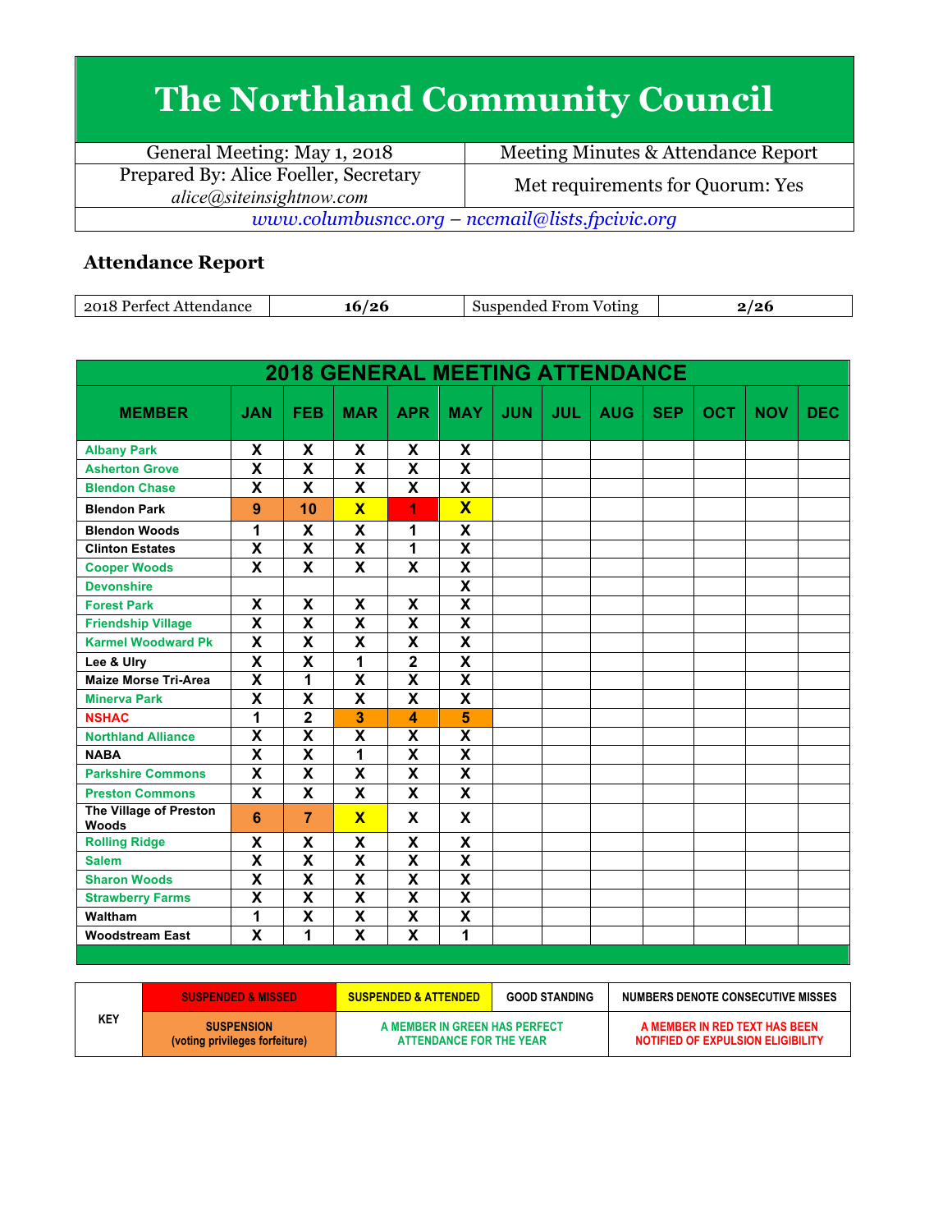# The Northland Community Council

| General Meeting: May 1, 2018 | Meeting Minutes & Attendance Report |
|---|---|
| Prepared By: Alice Foeller, Secretary *alice@siteinsightnow.com* | Met requirements for Quorum: Yes |
| *www.columbusncc.org – nccmail@lists.fpcivic.org* | |

## Attendance Report

| 2018 Perfect Attendance | 16/26 | Suspended From Voting | 2/26 |
|---|---|---|---|

### 2018 GENERAL MEETING ATTENDANCE

| MEMBER | JAN | FEB | MAR | APR | MAY | JUN | JUL | AUG | SEP | OCT | NOV | DEC |
|---|---|---|---|---|---|---|---|---|---|---|---|---|
| Albany Park | X | X | X | X | X | | | | | | | |
| Asherton Grove | X | X | X | X | X | | | | | | | |
| Blendon Chase | X | X | X | X | X | | | | | | | |
| Blendon Park | 9 | 10 | X | 1 | X | | | | | | | |
| Blendon Woods | 1 | X | X | 1 | X | | | | | | | |
| Clinton Estates | X | X | X | 1 | X | | | | | | | |
| Cooper Woods | X | X | X | X | X | | | | | | | |
| Devonshire | | | | | X | | | | | | | |
| Forest Park | X | X | X | X | X | | | | | | | |
| Friendship Village | X | X | X | X | X | | | | | | | |
| Karmel Woodward Pk | X | X | X | X | X | | | | | | | |
| Lee & Ulry | X | X | 1 | 2 | X | | | | | | | |
| Maize Morse Tri-Area | X | 1 | X | X | X | | | | | | | |
| Minerva Park | X | X | X | X | X | | | | | | | |
| NSHAC | 1 | 2 | 3 | 4 | 5 | | | | | | | |
| Northland Alliance | X | X | X | X | X | | | | | | | |
| NABA | X | X | 1 | X | X | | | | | | | |
| Parkshire Commons | X | X | X | X | X | | | | | | | |
| Preston Commons | X | X | X | X | X | | | | | | | |
| The Village of Preston Woods | 6 | 7 | X | X | X | | | | | | | |
| Rolling Ridge | X | X | X | X | X | | | | | | | |
| Salem | X | X | X | X | X | | | | | | | |
| Sharon Woods | X | X | X | X | X | | | | | | | |
| Strawberry Farms | X | X | X | X | X | | | | | | | |
| Waltham | 1 | X | X | X | X | | | | | | | |
| Woodstream East | X | 1 | X | X | 1 | | | | | | | |

| KEY | SUSPENDED & MISSED | SUSPENDED & ATTENDED | GOOD STANDING | NUMBERS DENOTE CONSECUTIVE MISSES |
|---|---|---|---|---|
| | SUSPENSION (voting privileges forfeiture) | A MEMBER IN GREEN HAS PERFECT ATTENDANCE FOR THE YEAR | | A MEMBER IN RED TEXT HAS BEEN NOTIFIED OF EXPULSION ELIGIBILITY |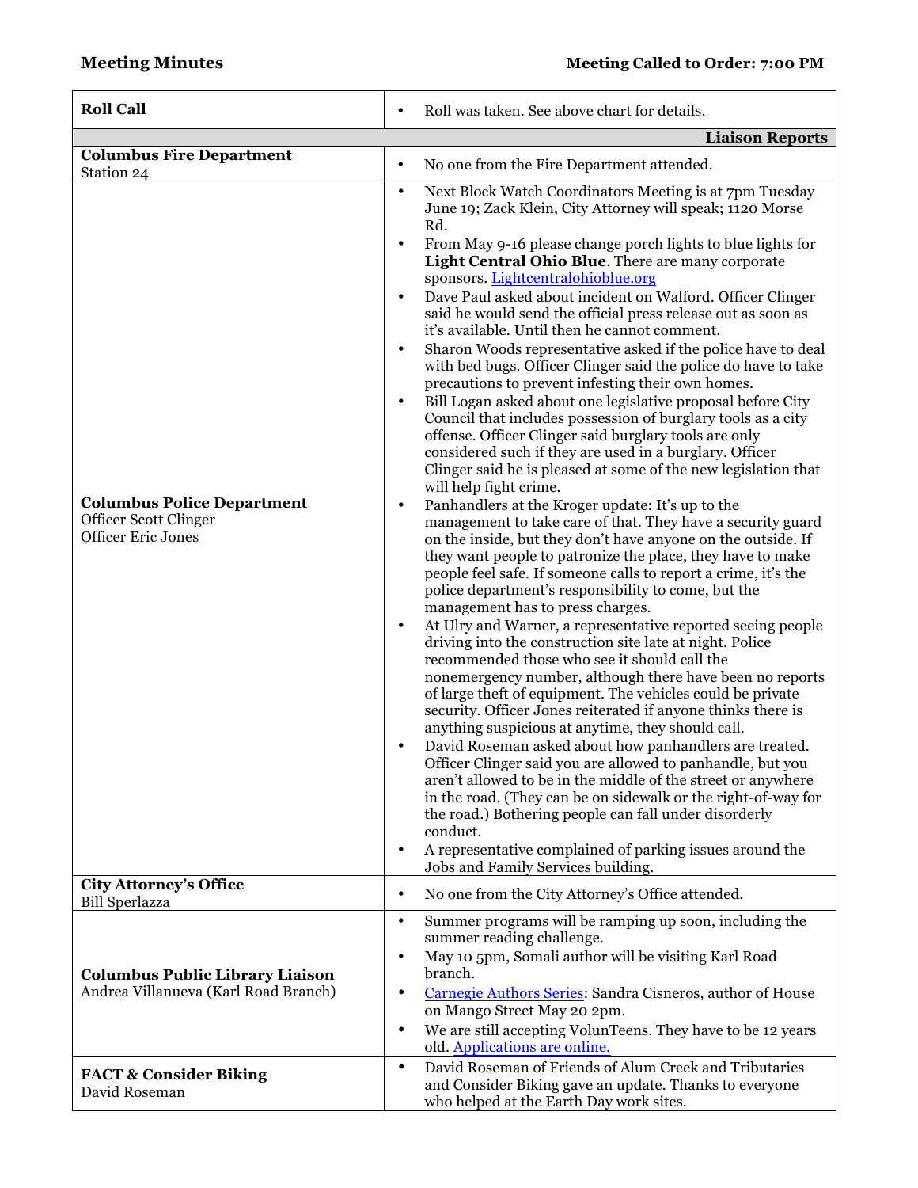**Meeting Minutes** **Meeting Called to Order: 7:00 PM**

| | |
|---|---|
| **Roll Call** | • Roll was taken. See above chart for details. |
| | **Liaison Reports** |
| **Columbus Fire Department**<br>Station 24 | • No one from the Fire Department attended. |
| **Columbus Police Department**<br>Officer Scott Clinger<br>Officer Eric Jones | • Next Block Watch Coordinators Meeting is at 7pm Tuesday June 19; Zack Klein, City Attorney will speak; 1120 Morse Rd.<br>• From May 9-16 please change porch lights to blue lights for **Light Central Ohio Blue**. There are many corporate sponsors. [Lightcentralohioblue.org](Lightcentralohioblue.org)<br>• Dave Paul asked about incident on Walford. Officer Clinger said he would send the official press release out as soon as it's available. Until then he cannot comment.<br>• Sharon Woods representative asked if the police have to deal with bed bugs. Officer Clinger said the police do have to take precautions to prevent infesting their own homes.<br>• Bill Logan asked about one legislative proposal before City Council that includes possession of burglary tools as a city offense. Officer Clinger said burglary tools are only considered such if they are used in a burglary. Officer Clinger said he is pleased at some of the new legislation that will help fight crime.<br>• Panhandlers at the Kroger update: It's up to the management to take care of that. They have a security guard on the inside, but they don't have anyone on the outside. If they want people to patronize the place, they have to make people feel safe. If someone calls to report a crime, it's the police department's responsibility to come, but the management has to press charges.<br>• At Ulry and Warner, a representative reported seeing people driving into the construction site late at night. Police recommended those who see it should call the nonemergency number, although there have been no reports of large theft of equipment. The vehicles could be private security. Officer Jones reiterated if anyone thinks there is anything suspicious at anytime, they should call.<br>• David Roseman asked about how panhandlers are treated. Officer Clinger said you are allowed to panhandle, but you aren't allowed to be in the middle of the street or anywhere in the road. (They can be on sidewalk or the right-of-way for the road.) Bothering people can fall under disorderly conduct.<br>• A representative complained of parking issues around the Jobs and Family Services building. |
| **City Attorney's Office**<br>Bill Sperlazza | • No one from the City Attorney's Office attended. |
| **Columbus Public Library Liaison**<br>Andrea Villanueva (Karl Road Branch) | • Summer programs will be ramping up soon, including the summer reading challenge.<br>• May 10 5pm, Somali author will be visiting Karl Road branch.<br>• Carnegie Authors Series: Sandra Cisneros, author of House on Mango Street May 20 2pm.<br>• We are still accepting VolunTeens. They have to be 12 years old. Applications are online. |
| **FACT & Consider Biking**<br>David Roseman | • David Roseman of Friends of Alum Creek and Tributaries and Consider Biking gave an update. Thanks to everyone who helped at the Earth Day work sites. |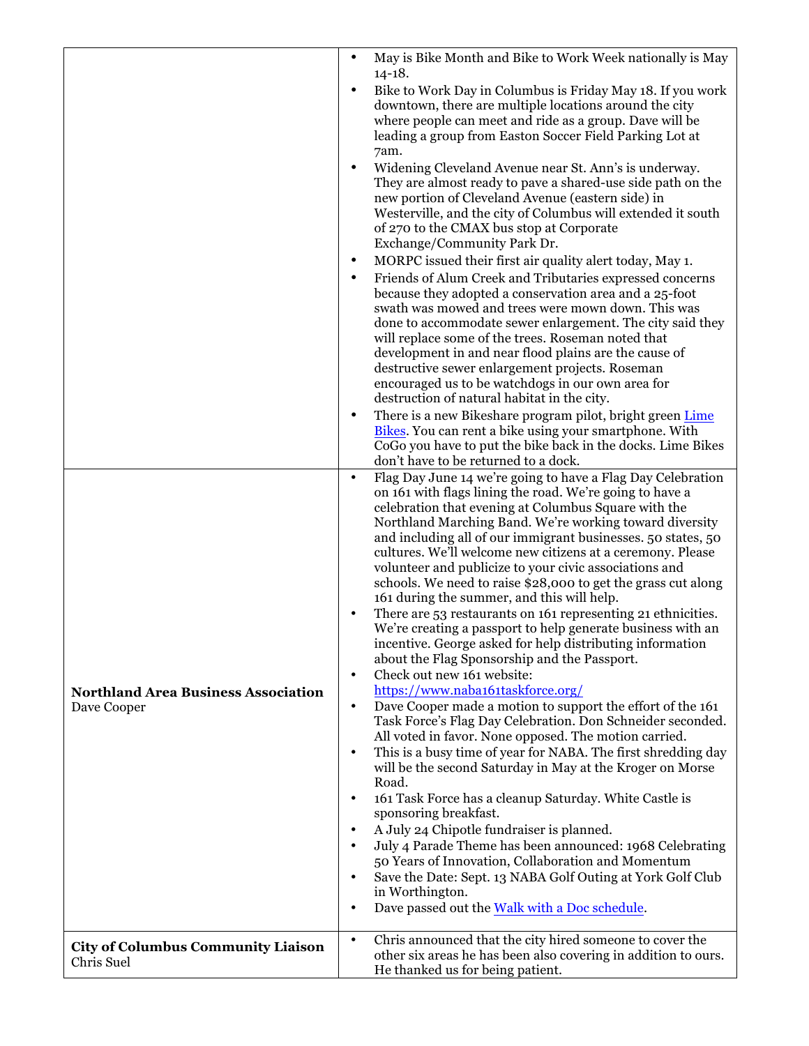| | |
|---|---|
| | • May is Bike Month and Bike to Work Week nationally is May 14-18.<br>• Bike to Work Day in Columbus is Friday May 18. If you work downtown, there are multiple locations around the city where people can meet and ride as a group. Dave will be leading a group from Easton Soccer Field Parking Lot at 7am.<br>• Widening Cleveland Avenue near St. Ann's is underway. They are almost ready to pave a shared-use side path on the new portion of Cleveland Avenue (eastern side) in Westerville, and the city of Columbus will extended it south of 270 to the CMAX bus stop at Corporate Exchange/Community Park Dr.<br>• MORPC issued their first air quality alert today, May 1.<br>• Friends of Alum Creek and Tributaries expressed concerns because they adopted a conservation area and a 25-foot swath was mowed and trees were mown down. This was done to accommodate sewer enlargement. The city said they will replace some of the trees. Roseman noted that development in and near flood plains are the cause of destructive sewer enlargement projects. Roseman encouraged us to be watchdogs in our own area for destruction of natural habitat in the city.<br>• There is a new Bikeshare program pilot, bright green [Lime Bikes](). You can rent a bike using your smartphone. With CoGo you have to put the bike back in the docks. Lime Bikes don't have to be returned to a dock. |
| **Northland Area Business Association**<br>Dave Cooper | • Flag Day June 14 we're going to have a Flag Day Celebration on 161 with flags lining the road. We're going to have a celebration that evening at Columbus Square with the Northland Marching Band. We're working toward diversity and including all of our immigrant businesses. 50 states, 50 cultures. We'll welcome new citizens at a ceremony. Please volunteer and publicize to your civic associations and schools. We need to raise $28,000 to get the grass cut along 161 during the summer, and this will help.<br>• There are 53 restaurants on 161 representing 21 ethnicities. We're creating a passport to help generate business with an incentive. George asked for help distributing information about the Flag Sponsorship and the Passport.<br>• Check out new 161 website: https://www.naba161taskforce.org/<br>• Dave Cooper made a motion to support the effort of the 161 Task Force's Flag Day Celebration. Don Schneider seconded. All voted in favor. None opposed. The motion carried.<br>• This is a busy time of year for NABA. The first shredding day will be the second Saturday in May at the Kroger on Morse Road.<br>• 161 Task Force has a cleanup Saturday. White Castle is sponsoring breakfast.<br>• A July 24 Chipotle fundraiser is planned.<br>• July 4 Parade Theme has been announced: 1968 Celebrating 50 Years of Innovation, Collaboration and Momentum<br>• Save the Date: Sept. 13 NABA Golf Outing at York Golf Club in Worthington.<br>• Dave passed out the [Walk with a Doc schedule](). |
| **City of Columbus Community Liaison**<br>Chris Suel | • Chris announced that the city hired someone to cover the other six areas he has been also covering in addition to ours. He thanked us for being patient. |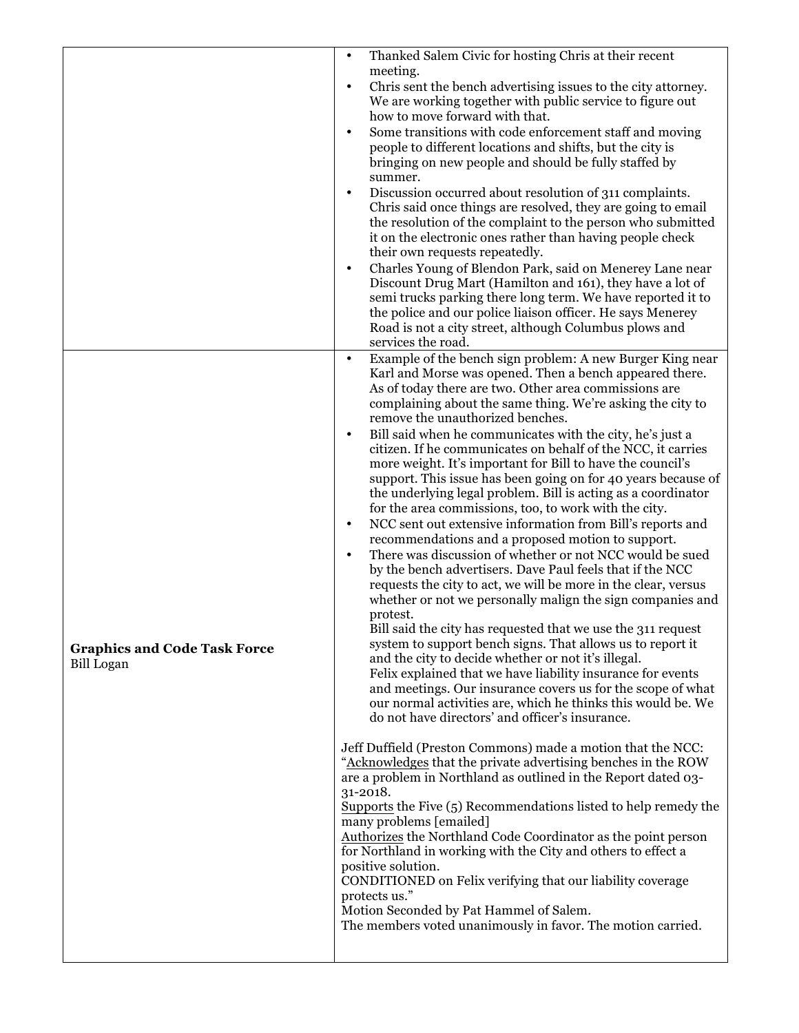| | |
|---|---|
| | • Thanked Salem Civic for hosting Chris at their recent meeting.<br>• Chris sent the bench advertising issues to the city attorney. We are working together with public service to figure out how to move forward with that.<br>• Some transitions with code enforcement staff and moving people to different locations and shifts, but the city is bringing on new people and should be fully staffed by summer.<br>• Discussion occurred about resolution of 311 complaints. Chris said once things are resolved, they are going to email the resolution of the complaint to the person who submitted it on the electronic ones rather than having people check their own requests repeatedly.<br>• Charles Young of Blendon Park, said on Menerey Lane near Discount Drug Mart (Hamilton and 161), they have a lot of semi trucks parking there long term. We have reported it to the police and our police liaison officer. He says Menerey Road is not a city street, although Columbus plows and services the road. |
| **Graphics and Code Task Force**<br>Bill Logan | • Example of the bench sign problem: A new Burger King near Karl and Morse was opened. Then a bench appeared there. As of today there are two. Other area commissions are complaining about the same thing. We're asking the city to remove the unauthorized benches.<br>• Bill said when he communicates with the city, he's just a citizen. If he communicates on behalf of the NCC, it carries more weight. It's important for Bill to have the council's support. This issue has been going on for 40 years because of the underlying legal problem. Bill is acting as a coordinator for the area commissions, too, to work with the city.<br>• NCC sent out extensive information from Bill's reports and recommendations and a proposed motion to support.<br>• There was discussion of whether or not NCC would be sued by the bench advertisers. Dave Paul feels that if the NCC requests the city to act, we will be more in the clear, versus whether or not we personally malign the sign companies and protest.<br>Bill said the city has requested that we use the 311 request system to support bench signs. That allows us to report it and the city to decide whether or not it's illegal.<br>Felix explained that we have liability insurance for events and meetings. Our insurance covers us for the scope of what our normal activities are, which he thinks this would be. We do not have directors' and officer's insurance.<br><br>Jeff Duffield (Preston Commons) made a motion that the NCC: "<u>Acknowledges</u> that the private advertising benches in the ROW are a problem in Northland as outlined in the Report dated 03-31-2018.<br><u>Supports</u> the Five (5) Recommendations listed to help remedy the many problems [emailed]<br><u>Authorizes</u> the Northland Code Coordinator as the point person for Northland in working with the City and others to effect a positive solution.<br>CONDITIONED on Felix verifying that our liability coverage protects us."<br>Motion Seconded by Pat Hammel of Salem.<br>The members voted unanimously in favor. The motion carried. |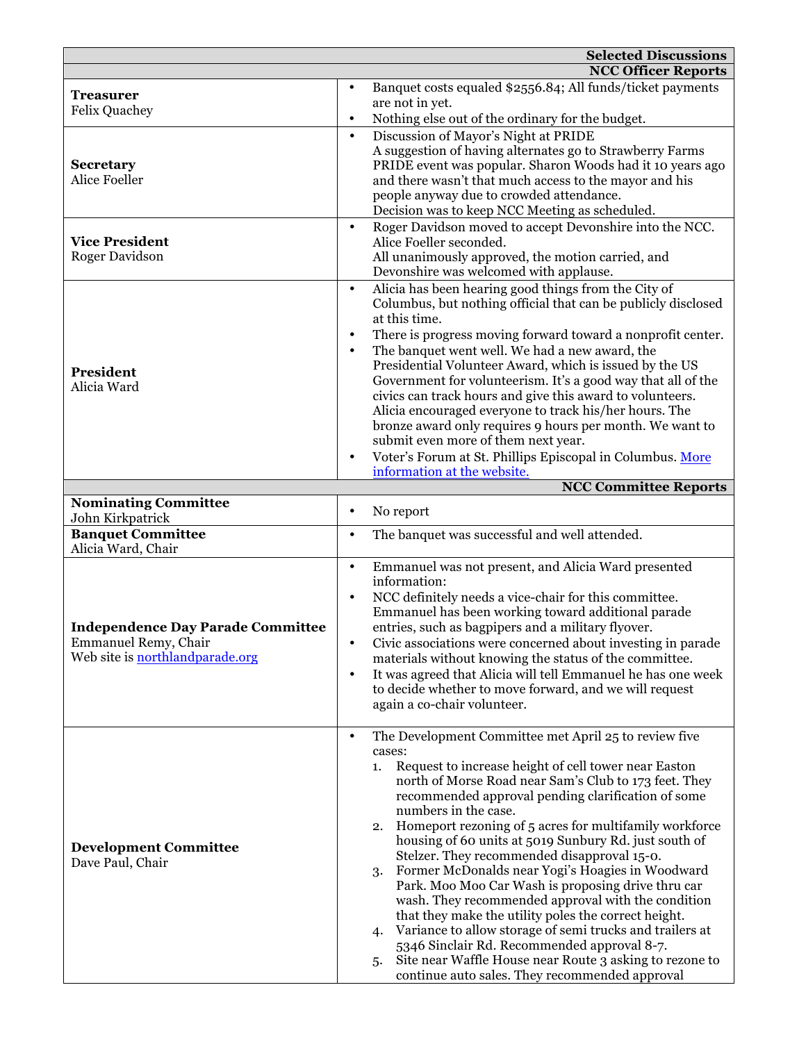| | Selected Discussions |
|---|---|
| | **NCC Officer Reports** |
| **Treasurer**<br>Felix Quachey | • Banquet costs equaled $2556.84; All funds/ticket payments are not in yet.<br>• Nothing else out of the ordinary for the budget. |
| **Secretary**<br>Alice Foeller | • Discussion of Mayor's Night at PRIDE<br>A suggestion of having alternates go to Strawberry Farms PRIDE event was popular. Sharon Woods had it 10 years ago and there wasn't that much access to the mayor and his people anyway due to crowded attendance.<br>Decision was to keep NCC Meeting as scheduled. |
| **Vice President**<br>Roger Davidson | • Roger Davidson moved to accept Devonshire into the NCC. Alice Foeller seconded.<br>All unanimously approved, the motion carried, and Devonshire was welcomed with applause. |
| **President**<br>Alicia Ward | • Alicia has been hearing good things from the City of Columbus, but nothing official that can be publicly disclosed at this time.<br>• There is progress moving forward toward a nonprofit center.<br>• The banquet went well. We had a new award, the Presidential Volunteer Award, which is issued by the US Government for volunteerism. It's a good way that all of the civics can track hours and give this award to volunteers. Alicia encouraged everyone to track his/her hours. The bronze award only requires 9 hours per month. We want to submit even more of them next year.<br>• Voter's Forum at St. Phillips Episcopal in Columbus. More information at the website. |
| | **NCC Committee Reports** |
| **Nominating Committee**<br>John Kirkpatrick | • No report |
| **Banquet Committee**<br>Alicia Ward, Chair | • The banquet was successful and well attended. |
| **Independence Day Parade Committee**<br>Emmanuel Remy, Chair<br>Web site is northlandparade.org | • Emmanuel was not present, and Alicia Ward presented information:<br>• NCC definitely needs a vice-chair for this committee. Emmanuel has been working toward additional parade entries, such as bagpipers and a military flyover.<br>• Civic associations were concerned about investing in parade materials without knowing the status of the committee.<br>• It was agreed that Alicia will tell Emmanuel he has one week to decide whether to move forward, and we will request again a co-chair volunteer. |
| **Development Committee**<br>Dave Paul, Chair | • The Development Committee met April 25 to review five cases:<br>1. Request to increase height of cell tower near Easton north of Morse Road near Sam's Club to 173 feet. They recommended approval pending clarification of some numbers in the case.<br>2. Homeport rezoning of 5 acres for multifamily workforce housing of 60 units at 5019 Sunbury Rd. just south of Stelzer. They recommended disapproval 15-0.<br>3. Former McDonalds near Yogi's Hoagies in Woodward Park. Moo Moo Car Wash is proposing drive thru car wash. They recommended approval with the condition that they make the utility poles the correct height.<br>4. Variance to allow storage of semi trucks and trailers at 5346 Sinclair Rd. Recommended approval 8-7.<br>5. Site near Waffle House near Route 3 asking to rezone to continue auto sales. They recommended approval |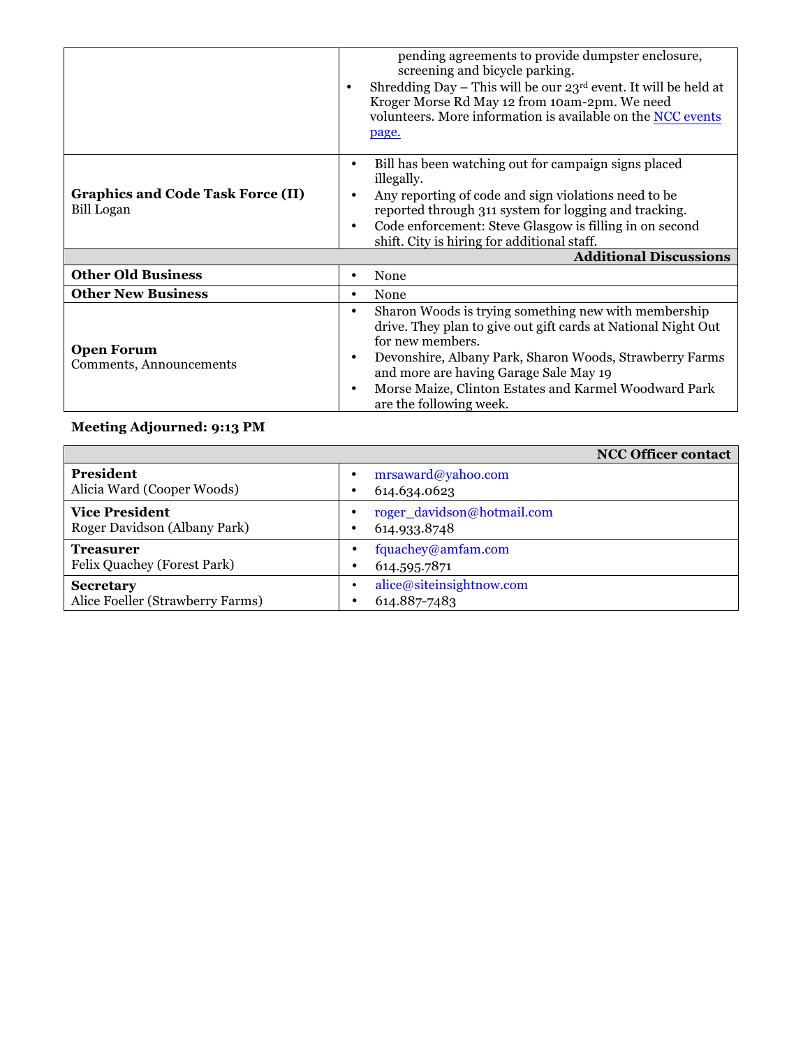| | |
|---|---|
| | pending agreements to provide dumpster enclosure, screening and bicycle parking.<br>• Shredding Day – This will be our 23rd event. It will be held at Kroger Morse Rd May 12 from 10am-2pm. We need volunteers. More information is available on the [NCC events page.](#) |
| **Graphics and Code Task Force (II)**<br>Bill Logan | • Bill has been watching out for campaign signs placed illegally.<br>• Any reporting of code and sign violations need to be reported through 311 system for logging and tracking.<br>• Code enforcement: Steve Glasgow is filling in on second shift. City is hiring for additional staff. |
| | **Additional Discussions** |
| **Other Old Business** | • None |
| **Other New Business** | • None |
| **Open Forum**<br>Comments, Announcements | • Sharon Woods is trying something new with membership drive. They plan to give out gift cards at National Night Out for new members.<br>• Devonshire, Albany Park, Sharon Woods, Strawberry Farms and more are having Garage Sale May 19<br>• Morse Maize, Clinton Estates and Karmel Woodward Park are the following week. |

**Meeting Adjourned: 9:13 PM**

| | **NCC Officer contact** |
|---|---|
| **President**<br>Alicia Ward (Cooper Woods) | • mrsaward@yahoo.com<br>• 614.634.0623 |
| **Vice President**<br>Roger Davidson (Albany Park) | • roger_davidson@hotmail.com<br>• 614.933.8748 |
| **Treasurer**<br>Felix Quachey (Forest Park) | • fquachey@amfam.com<br>• 614.595.7871 |
| **Secretary**<br>Alice Foeller (Strawberry Farms) | • alice@siteinsightnow.com<br>• 614.887-7483 |